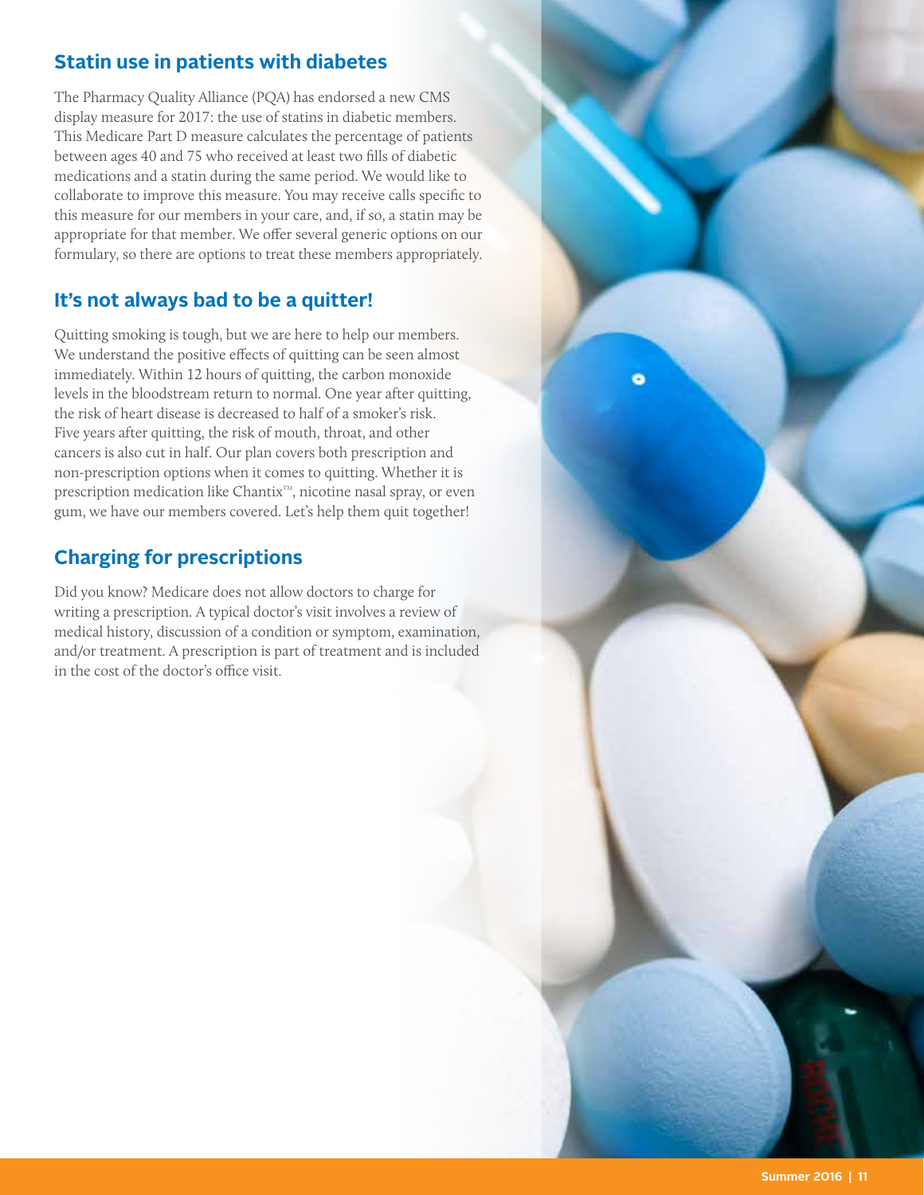## Statin use in patients with diabetes

The Pharmacy Quality Alliance (PQA) has endorsed a new CMS display measure for 2017: the use of statins in diabetic members. This Medicare Part D measure calculates the percentage of patients between ages 40 and 75 who received at least two fills of diabetic medications and a statin during the same period. We would like to collaborate to improve this measure. You may receive calls specific to this measure for our members in your care, and, if so, a statin may be appropriate for that member. We offer several generic options on our formulary, so there are options to treat these members appropriately.

## It's not always bad to be a quitter!

Quitting smoking is tough, but we are here to help our members. We understand the positive effects of quitting can be seen almost immediately. Within 12 hours of quitting, the carbon monoxide levels in the bloodstream return to normal. One year after quitting, the risk of heart disease is decreased to half of a smoker's risk. Five years after quitting, the risk of mouth, throat, and other cancers is also cut in half. Our plan covers both prescription and non-prescription options when it comes to quitting. Whether it is prescription medication like Chantix™, nicotine nasal spray, or even gum, we have our members covered. Let's help them quit together!

## Charging for prescriptions

Did you know? Medicare does not allow doctors to charge for writing a prescription. A typical doctor's visit involves a review of medical history, discussion of a condition or symptom, examination, and/or treatment. A prescription is part of treatment and is included in the cost of the doctor's office visit.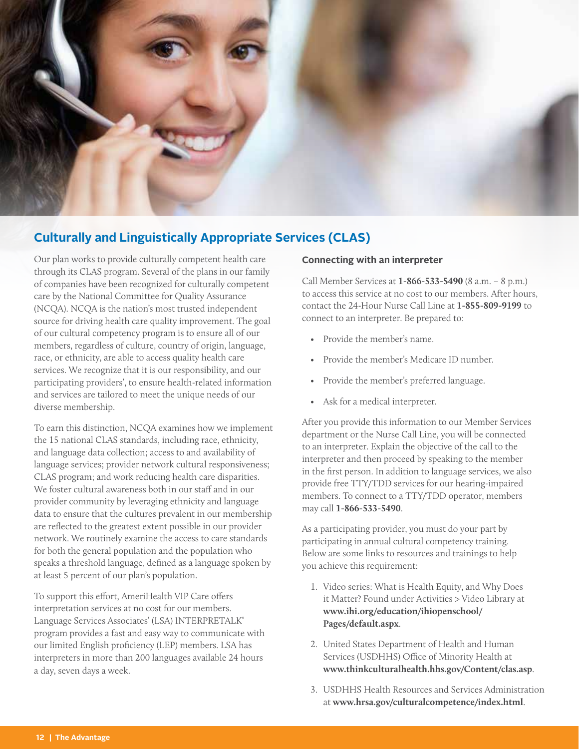## Culturally and Linguistically Appropriate Services (CLAS)

Our plan works to provide culturally competent health care through its CLAS program. Several of the plans in our family of companies have been recognized for culturally competent care by the National Committee for Quality Assurance (NCQA). NCQA is the nation's most trusted independent source for driving health care quality improvement. The goal of our cultural competency program is to ensure all of our members, regardless of culture, country of origin, language, race, or ethnicity, are able to access quality health care services. We recognize that it is our responsibility, and our participating providers', to ensure health-related information and services are tailored to meet the unique needs of our diverse membership.

To earn this distinction, NCQA examines how we implement the 15 national CLAS standards, including race, ethnicity, and language data collection; access to and availability of language services; provider network cultural responsiveness; CLAS program; and work reducing health care disparities. We foster cultural awareness both in our staff and in our provider community by leveraging ethnicity and language data to ensure that the cultures prevalent in our membership are reflected to the greatest extent possible in our provider network. We routinely examine the access to care standards for both the general population and the population who speaks a threshold language, defined as a language spoken by at least 5 percent of our plan's population.

To support this effort, AmeriHealth VIP Care offers interpretation services at no cost for our members. Language Services Associates' (LSA) INTERPRETALK® program provides a fast and easy way to communicate with our limited English proficiency (LEP) members. LSA has interpreters in more than 200 languages available 24 hours a day, seven days a week.

### Connecting with an interpreter

Call Member Services at **1-866-533-5490** (8 a.m. – 8 p.m.) to access this service at no cost to our members. After hours, contact the 24-Hour Nurse Call Line at **1-855-809-9199** to connect to an interpreter. Be prepared to:

- Provide the member's name.
- Provide the member's Medicare ID number.
- Provide the member's preferred language.
- Ask for a medical interpreter.

After you provide this information to our Member Services department or the Nurse Call Line, you will be connected to an interpreter. Explain the objective of the call to the interpreter and then proceed by speaking to the member in the first person. In addition to language services, we also provide free TTY/TDD services for our hearing-impaired members. To connect to a TTY/TDD operator, members may call **1-866-533-5490**.

As a participating provider, you must do your part by participating in annual cultural competency training. Below are some links to resources and trainings to help you achieve this requirement:

1. Video series: What is Health Equity, and Why Does it Matter? Found under Activities > Video Library at **www.ihi.org/education/ihiopenschool/Pages/default.aspx**.
2. United States Department of Health and Human Services (USDHHS) Office of Minority Health at **www.thinkculturalhealth.hhs.gov/Content/clas.asp**.
3. USDHHS Health Resources and Services Administration at **www.hrsa.gov/culturalcompetence/index.html**.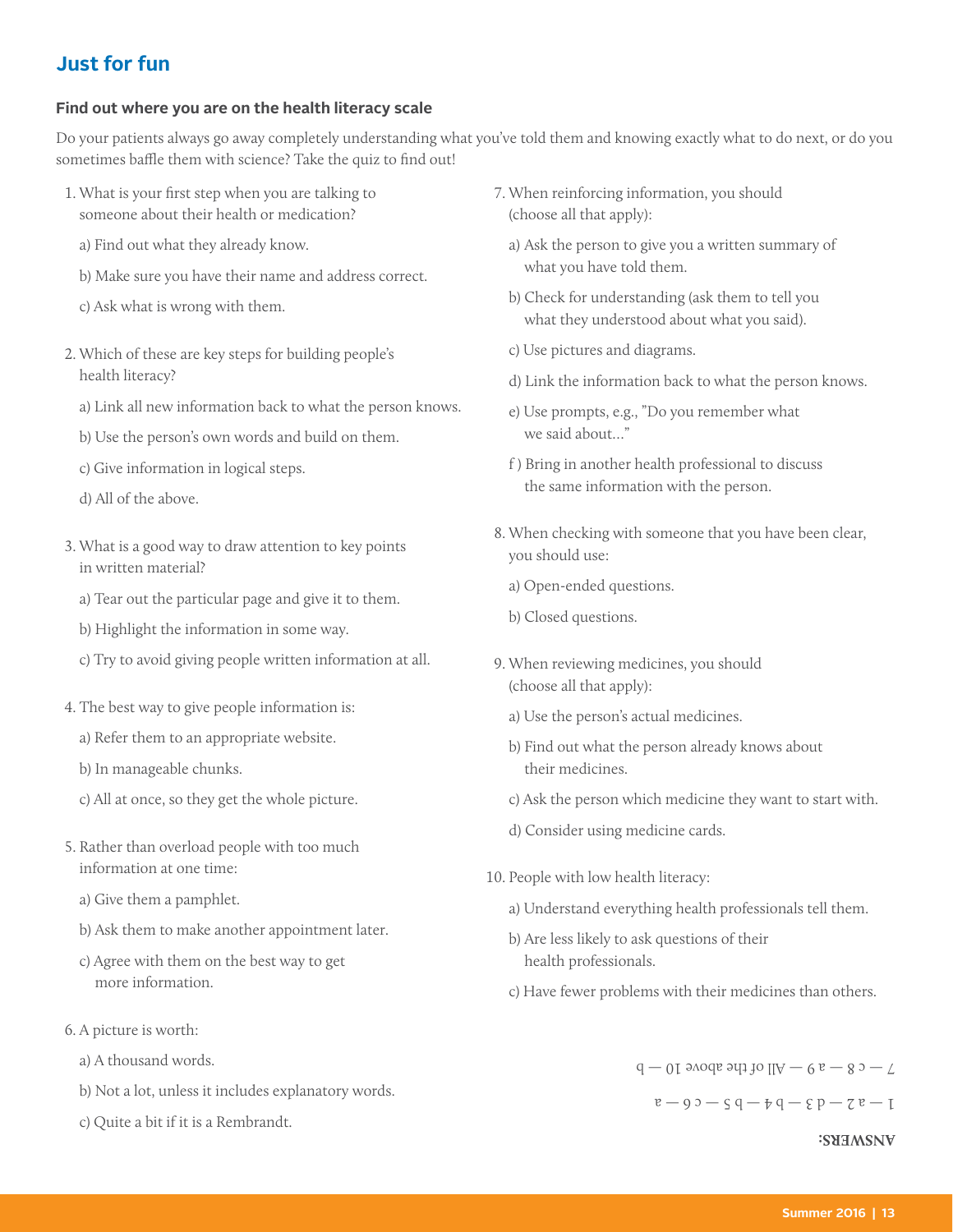## Just for fun

### Find out where you are on the health literacy scale

Do your patients always go away completely understanding what you've told them and knowing exactly what to do next, or do you sometimes baffle them with science? Take the quiz to find out!

1. What is your first step when you are talking to someone about their health or medication?
   a) Find out what they already know.
   b) Make sure you have their name and address correct.
   c) Ask what is wrong with them.

2. Which of these are key steps for building people's health literacy?
   a) Link all new information back to what the person knows.
   b) Use the person's own words and build on them.
   c) Give information in logical steps.
   d) All of the above.

3. What is a good way to draw attention to key points in written material?
   a) Tear out the particular page and give it to them.
   b) Highlight the information in some way.
   c) Try to avoid giving people written information at all.

4. The best way to give people information is:
   a) Refer them to an appropriate website.
   b) In manageable chunks.
   c) All at once, so they get the whole picture.

5. Rather than overload people with too much information at one time:
   a) Give them a pamphlet.
   b) Ask them to make another appointment later.
   c) Agree with them on the best way to get more information.

6. A picture is worth:
   a) A thousand words.
   b) Not a lot, unless it includes explanatory words.
   c) Quite a bit if it is a Rembrandt.

7. When reinforcing information, you should (choose all that apply):
   a) Ask the person to give you a written summary of what you have told them.
   b) Check for understanding (ask them to tell you what they understood about what you said).
   c) Use pictures and diagrams.
   d) Link the information back to what the person knows.
   e) Use prompts, e.g., "Do you remember what we said about..."
   f ) Bring in another health professional to discuss the same information with the person.

8. When checking with someone that you have been clear, you should use:
   a) Open-ended questions.
   b) Closed questions.

9. When reviewing medicines, you should (choose all that apply):
   a) Use the person's actual medicines.
   b) Find out what the person already knows about their medicines.
   c) Ask the person which medicine they want to start with.
   d) Consider using medicine cards.

10. People with low health literacy:
    a) Understand everything health professionals tell them.
    b) Are less likely to ask questions of their health professionals.
    c) Have fewer problems with their medicines than others.

**ANSWERS:**

1 — a 2 — d 3 — b 4 — b 5 — c 6 — a

7 — c 8 — a 9 — All of the above 10 — b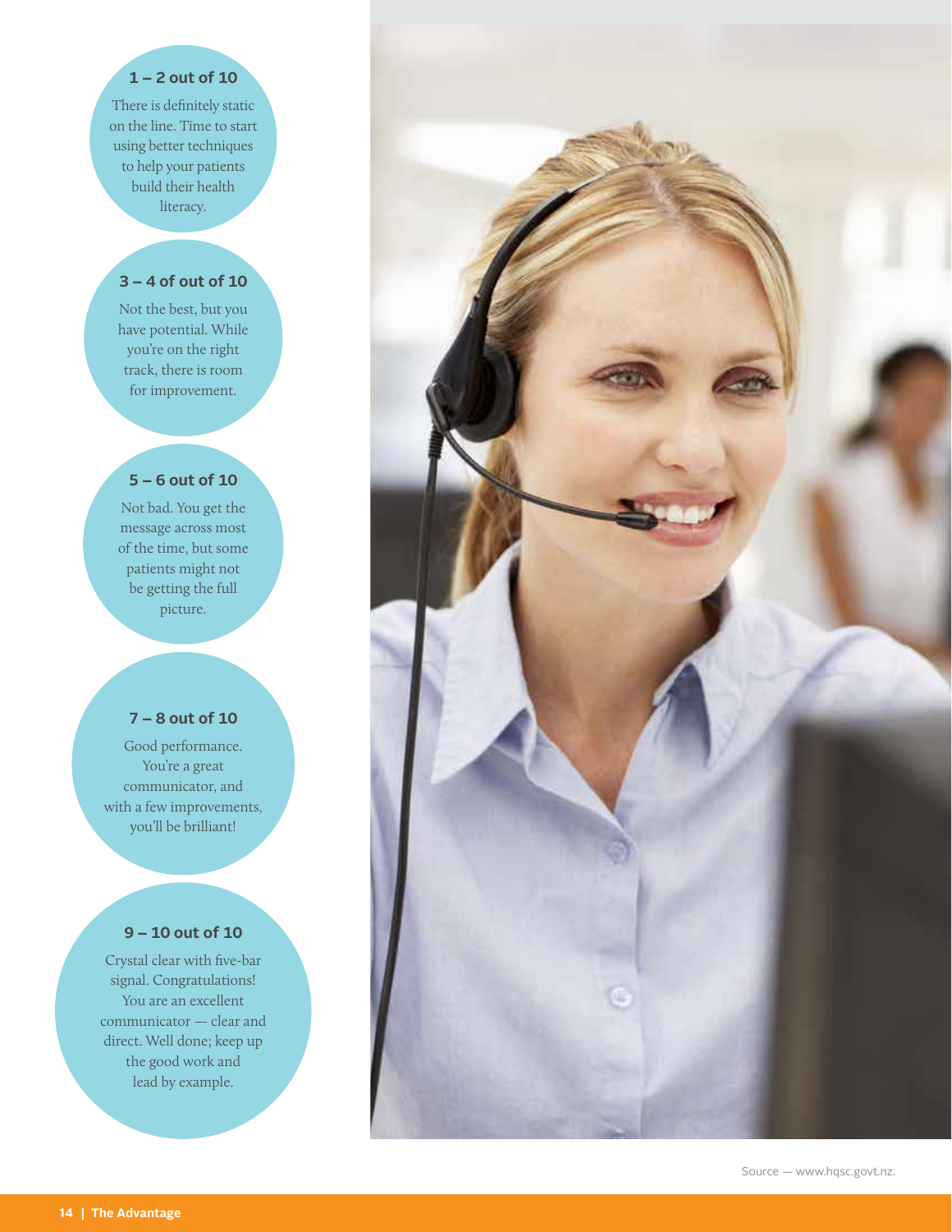**1 – 2 out of 10**

There is definitely static on the line. Time to start using better techniques to help your patients build their health literacy.

**3 – 4 of out of 10**

Not the best, but you have potential. While you're on the right track, there is room for improvement.

**5 – 6 out of 10**

Not bad. You get the message across most of the time, but some patients might not be getting the full picture.

**7 – 8 out of 10**

Good performance. You're a great communicator, and with a few improvements, you'll be brilliant!

**9 – 10 out of 10**

Crystal clear with five-bar signal. Congratulations! You are an excellent communicator — clear and direct. Well done; keep up the good work and lead by example.

Source — www.hqsc.govt.nz.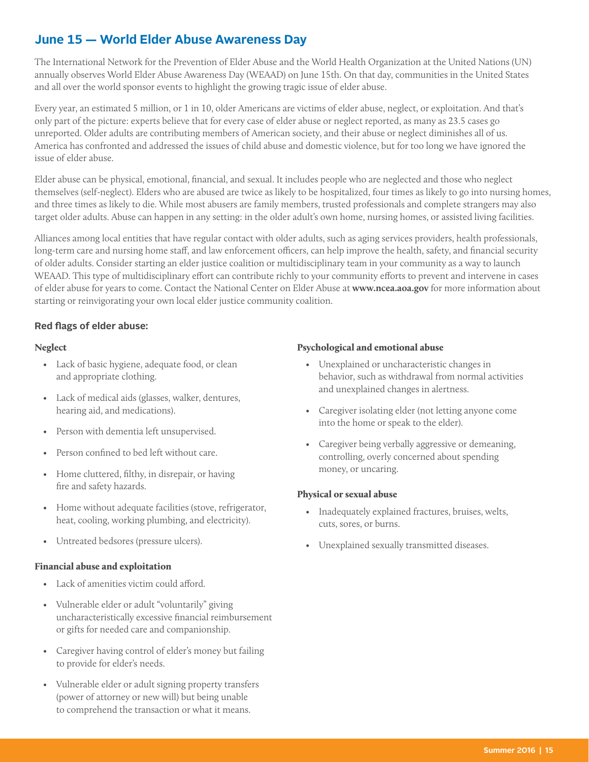## June 15 — World Elder Abuse Awareness Day

The International Network for the Prevention of Elder Abuse and the World Health Organization at the United Nations (UN) annually observes World Elder Abuse Awareness Day (WEAAD) on June 15th. On that day, communities in the United States and all over the world sponsor events to highlight the growing tragic issue of elder abuse.

Every year, an estimated 5 million, or 1 in 10, older Americans are victims of elder abuse, neglect, or exploitation. And that's only part of the picture: experts believe that for every case of elder abuse or neglect reported, as many as 23.5 cases go unreported. Older adults are contributing members of American society, and their abuse or neglect diminishes all of us. America has confronted and addressed the issues of child abuse and domestic violence, but for too long we have ignored the issue of elder abuse.

Elder abuse can be physical, emotional, financial, and sexual. It includes people who are neglected and those who neglect themselves (self-neglect). Elders who are abused are twice as likely to be hospitalized, four times as likely to go into nursing homes, and three times as likely to die. While most abusers are family members, trusted professionals and complete strangers may also target older adults. Abuse can happen in any setting: in the older adult's own home, nursing homes, or assisted living facilities.

Alliances among local entities that have regular contact with older adults, such as aging services providers, health professionals, long-term care and nursing home staff, and law enforcement officers, can help improve the health, safety, and financial security of older adults. Consider starting an elder justice coalition or multidisciplinary team in your community as a way to launch WEAAD. This type of multidisciplinary effort can contribute richly to your community efforts to prevent and intervene in cases of elder abuse for years to come. Contact the National Center on Elder Abuse at **www.ncea.aoa.gov** for more information about starting or reinvigorating your own local elder justice community coalition.

### Red flags of elder abuse:

#### Neglect

- Lack of basic hygiene, adequate food, or clean and appropriate clothing.
- Lack of medical aids (glasses, walker, dentures, hearing aid, and medications).
- Person with dementia left unsupervised.
- Person confined to bed left without care.
- Home cluttered, filthy, in disrepair, or having fire and safety hazards.
- Home without adequate facilities (stove, refrigerator, heat, cooling, working plumbing, and electricity).
- Untreated bedsores (pressure ulcers).

#### Financial abuse and exploitation

- Lack of amenities victim could afford.
- Vulnerable elder or adult "voluntarily" giving uncharacteristically excessive financial reimbursement or gifts for needed care and companionship.
- Caregiver having control of elder's money but failing to provide for elder's needs.
- Vulnerable elder or adult signing property transfers (power of attorney or new will) but being unable to comprehend the transaction or what it means.

#### Psychological and emotional abuse

- Unexplained or uncharacteristic changes in behavior, such as withdrawal from normal activities and unexplained changes in alertness.
- Caregiver isolating elder (not letting anyone come into the home or speak to the elder).
- Caregiver being verbally aggressive or demeaning, controlling, overly concerned about spending money, or uncaring.

#### Physical or sexual abuse

- Inadequately explained fractures, bruises, welts, cuts, sores, or burns.
- Unexplained sexually transmitted diseases.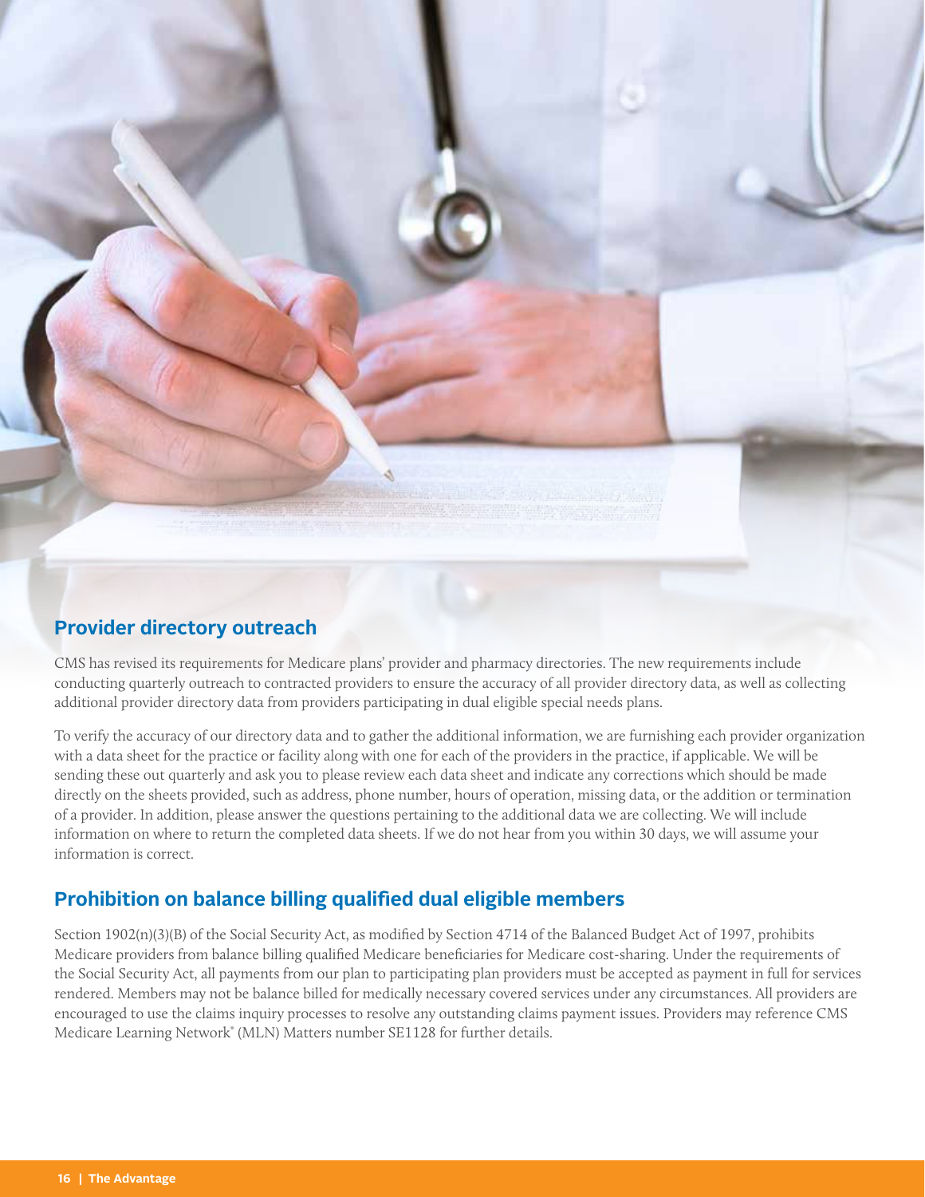## Provider directory outreach

CMS has revised its requirements for Medicare plans' provider and pharmacy directories. The new requirements include conducting quarterly outreach to contracted providers to ensure the accuracy of all provider directory data, as well as collecting additional provider directory data from providers participating in dual eligible special needs plans.

To verify the accuracy of our directory data and to gather the additional information, we are furnishing each provider organization with a data sheet for the practice or facility along with one for each of the providers in the practice, if applicable. We will be sending these out quarterly and ask you to please review each data sheet and indicate any corrections which should be made directly on the sheets provided, such as address, phone number, hours of operation, missing data, or the addition or termination of a provider. In addition, please answer the questions pertaining to the additional data we are collecting. We will include information on where to return the completed data sheets. If we do not hear from you within 30 days, we will assume your information is correct.

## Prohibition on balance billing qualified dual eligible members

Section 1902(n)(3)(B) of the Social Security Act, as modified by Section 4714 of the Balanced Budget Act of 1997, prohibits Medicare providers from balance billing qualified Medicare beneficiaries for Medicare cost-sharing. Under the requirements of the Social Security Act, all payments from our plan to participating plan providers must be accepted as payment in full for services rendered. Members may not be balance billed for medically necessary covered services under any circumstances. All providers are encouraged to use the claims inquiry processes to resolve any outstanding claims payment issues. Providers may reference CMS Medicare Learning Network® (MLN) Matters number SE1128 for further details.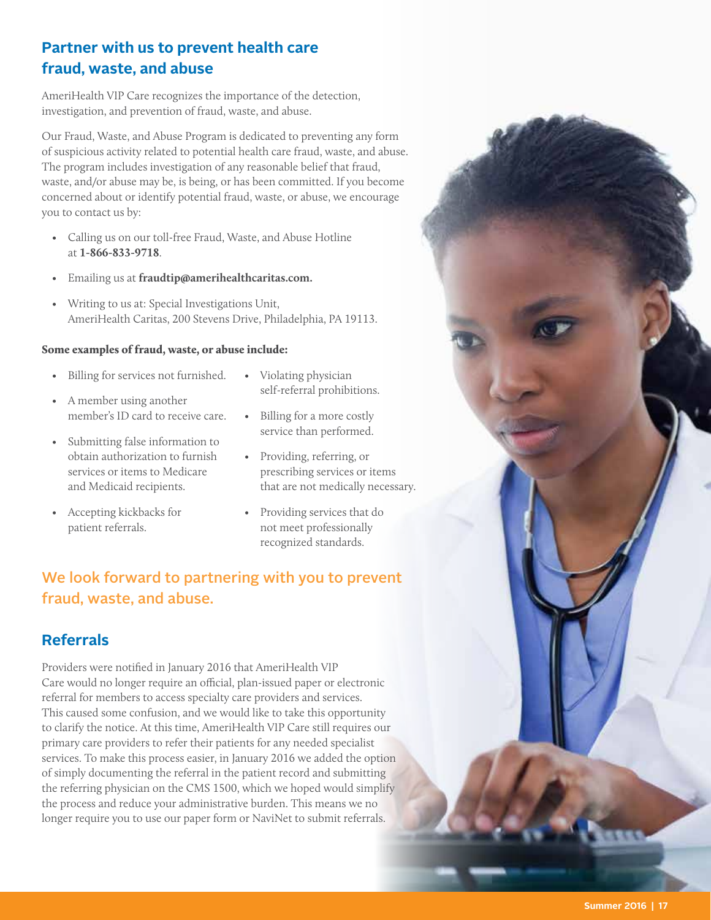## Partner with us to prevent health care fraud, waste, and abuse

AmeriHealth VIP Care recognizes the importance of the detection, investigation, and prevention of fraud, waste, and abuse.

Our Fraud, Waste, and Abuse Program is dedicated to preventing any form of suspicious activity related to potential health care fraud, waste, and abuse. The program includes investigation of any reasonable belief that fraud, waste, and/or abuse may be, is being, or has been committed. If you become concerned about or identify potential fraud, waste, or abuse, we encourage you to contact us by:

- Calling us on our toll-free Fraud, Waste, and Abuse Hotline at **1-866-833-9718**.
- Emailing us at **fraudtip@amerihealthcaritas.com.**
- Writing to us at: Special Investigations Unit, AmeriHealth Caritas, 200 Stevens Drive, Philadelphia, PA 19113.

**Some examples of fraud, waste, or abuse include:**

- Billing for services not furnished.
- A member using another member's ID card to receive care.
- Submitting false information to obtain authorization to furnish services or items to Medicare and Medicaid recipients.
- Accepting kickbacks for patient referrals.
- Violating physician self-referral prohibitions.
- Billing for a more costly service than performed.
- Providing, referring, or prescribing services or items that are not medically necessary.
- Providing services that do not meet professionally recognized standards.

## We look forward to partnering with you to prevent fraud, waste, and abuse.

## Referrals

Providers were notified in January 2016 that AmeriHealth VIP Care would no longer require an official, plan-issued paper or electronic referral for members to access specialty care providers and services. This caused some confusion, and we would like to take this opportunity to clarify the notice. At this time, AmeriHealth VIP Care still requires our primary care providers to refer their patients for any needed specialist services. To make this process easier, in January 2016 we added the option of simply documenting the referral in the patient record and submitting the referring physician on the CMS 1500, which we hoped would simplify the process and reduce your administrative burden. This means we no longer require you to use our paper form or NaviNet to submit referrals.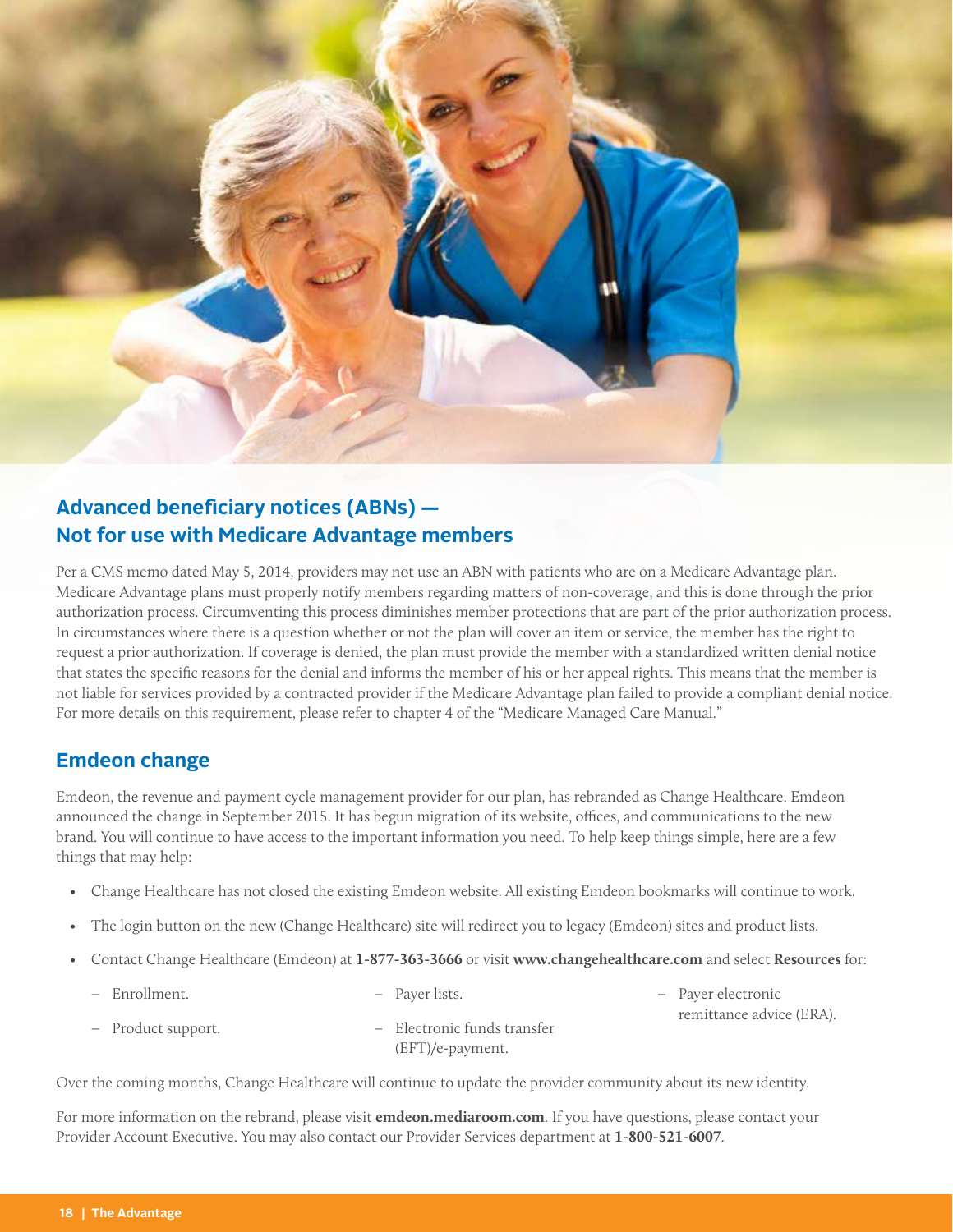## Advanced beneficiary notices (ABNs) — Not for use with Medicare Advantage members

Per a CMS memo dated May 5, 2014, providers may not use an ABN with patients who are on a Medicare Advantage plan. Medicare Advantage plans must properly notify members regarding matters of non-coverage, and this is done through the prior authorization process. Circumventing this process diminishes member protections that are part of the prior authorization process. In circumstances where there is a question whether or not the plan will cover an item or service, the member has the right to request a prior authorization. If coverage is denied, the plan must provide the member with a standardized written denial notice that states the specific reasons for the denial and informs the member of his or her appeal rights. This means that the member is not liable for services provided by a contracted provider if the Medicare Advantage plan failed to provide a compliant denial notice. For more details on this requirement, please refer to chapter 4 of the "Medicare Managed Care Manual."

## Emdeon change

Emdeon, the revenue and payment cycle management provider for our plan, has rebranded as Change Healthcare. Emdeon announced the change in September 2015. It has begun migration of its website, offices, and communications to the new brand. You will continue to have access to the important information you need. To help keep things simple, here are a few things that may help:

- Change Healthcare has not closed the existing Emdeon website. All existing Emdeon bookmarks will continue to work.
- The login button on the new (Change Healthcare) site will redirect you to legacy (Emdeon) sites and product lists.
- Contact Change Healthcare (Emdeon) at **1-877-363-3666** or visit **www.changehealthcare.com** and select **Resources** for:
  - Enrollment.
  - Product support.
  - Payer lists.
  - Electronic funds transfer (EFT)/e-payment.
  - Payer electronic remittance advice (ERA).

Over the coming months, Change Healthcare will continue to update the provider community about its new identity.

For more information on the rebrand, please visit **emdeon.mediaroom.com**. If you have questions, please contact your Provider Account Executive. You may also contact our Provider Services department at **1-800-521-6007**.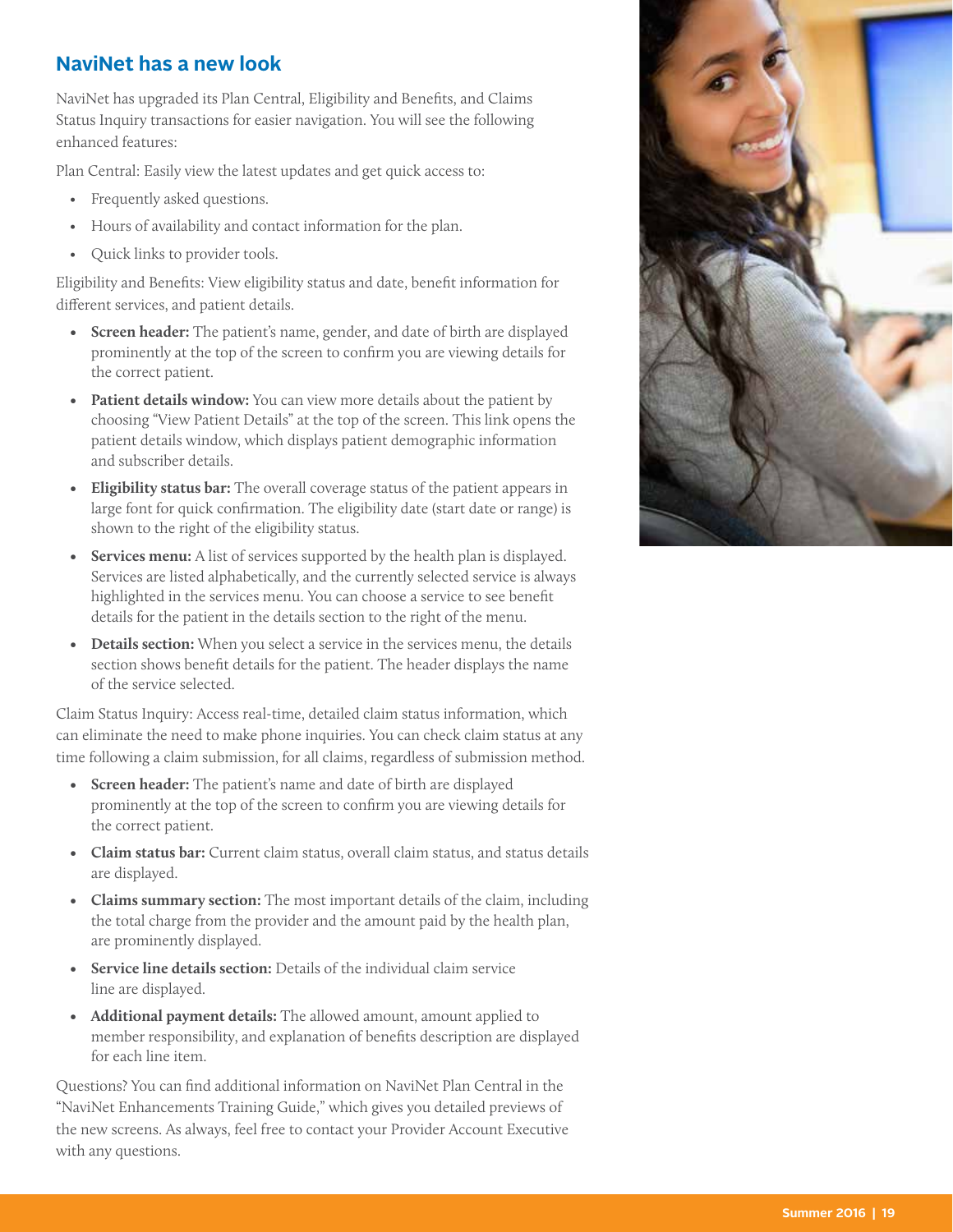## NaviNet has a new look

NaviNet has upgraded its Plan Central, Eligibility and Benefits, and Claims Status Inquiry transactions for easier navigation. You will see the following enhanced features:

Plan Central: Easily view the latest updates and get quick access to:

- Frequently asked questions.
- Hours of availability and contact information for the plan.
- Quick links to provider tools.

Eligibility and Benefits: View eligibility status and date, benefit information for different services, and patient details.

- **Screen header:** The patient's name, gender, and date of birth are displayed prominently at the top of the screen to confirm you are viewing details for the correct patient.
- **Patient details window:** You can view more details about the patient by choosing "View Patient Details" at the top of the screen. This link opens the patient details window, which displays patient demographic information and subscriber details.
- **Eligibility status bar:** The overall coverage status of the patient appears in large font for quick confirmation. The eligibility date (start date or range) is shown to the right of the eligibility status.
- **Services menu:** A list of services supported by the health plan is displayed. Services are listed alphabetically, and the currently selected service is always highlighted in the services menu. You can choose a service to see benefit details for the patient in the details section to the right of the menu.
- **Details section:** When you select a service in the services menu, the details section shows benefit details for the patient. The header displays the name of the service selected.

Claim Status Inquiry: Access real-time, detailed claim status information, which can eliminate the need to make phone inquiries. You can check claim status at any time following a claim submission, for all claims, regardless of submission method.

- **Screen header:** The patient's name and date of birth are displayed prominently at the top of the screen to confirm you are viewing details for the correct patient.
- **Claim status bar:** Current claim status, overall claim status, and status details are displayed.
- **Claims summary section:** The most important details of the claim, including the total charge from the provider and the amount paid by the health plan, are prominently displayed.
- **Service line details section:** Details of the individual claim service line are displayed.
- **Additional payment details:** The allowed amount, amount applied to member responsibility, and explanation of benefits description are displayed for each line item.

Questions? You can find additional information on NaviNet Plan Central in the "NaviNet Enhancements Training Guide," which gives you detailed previews of the new screens. As always, feel free to contact your Provider Account Executive with any questions.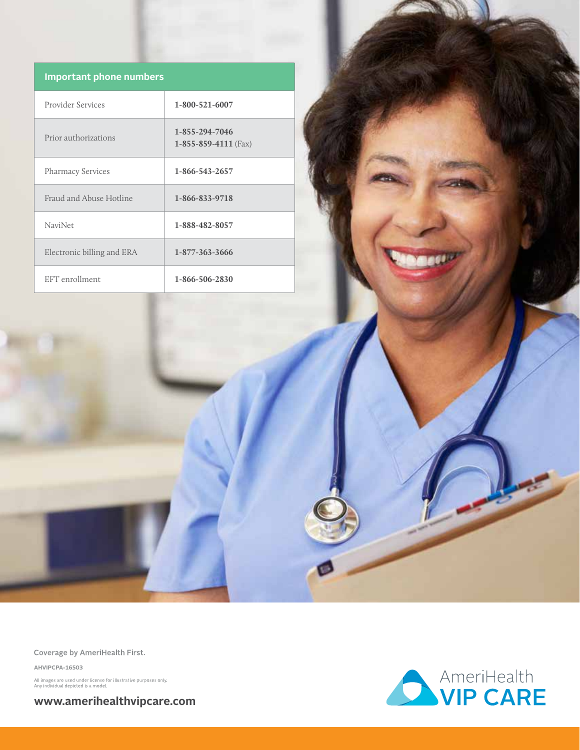| Important phone numbers | |
|---|---|
| Provider Services | **1-800-521-6007** |
| Prior authorizations | **1-855-294-7046**<br>**1-855-859-4111** (Fax) |
| Pharmacy Services | **1-866-543-2657** |
| Fraud and Abuse Hotline | **1-866-833-9718** |
| NaviNet | **1-888-482-8057** |
| Electronic billing and ERA | **1-877-363-3666** |
| EFT enrollment | **1-866-506-2830** |

Coverage by AmeriHealth First.

AHVIPCPA-16503

All images are used under license for illustrative purposes only. Any individual depicted is a model.

**www.amerihealthvipcare.com**

AmeriHealth VIP CARE